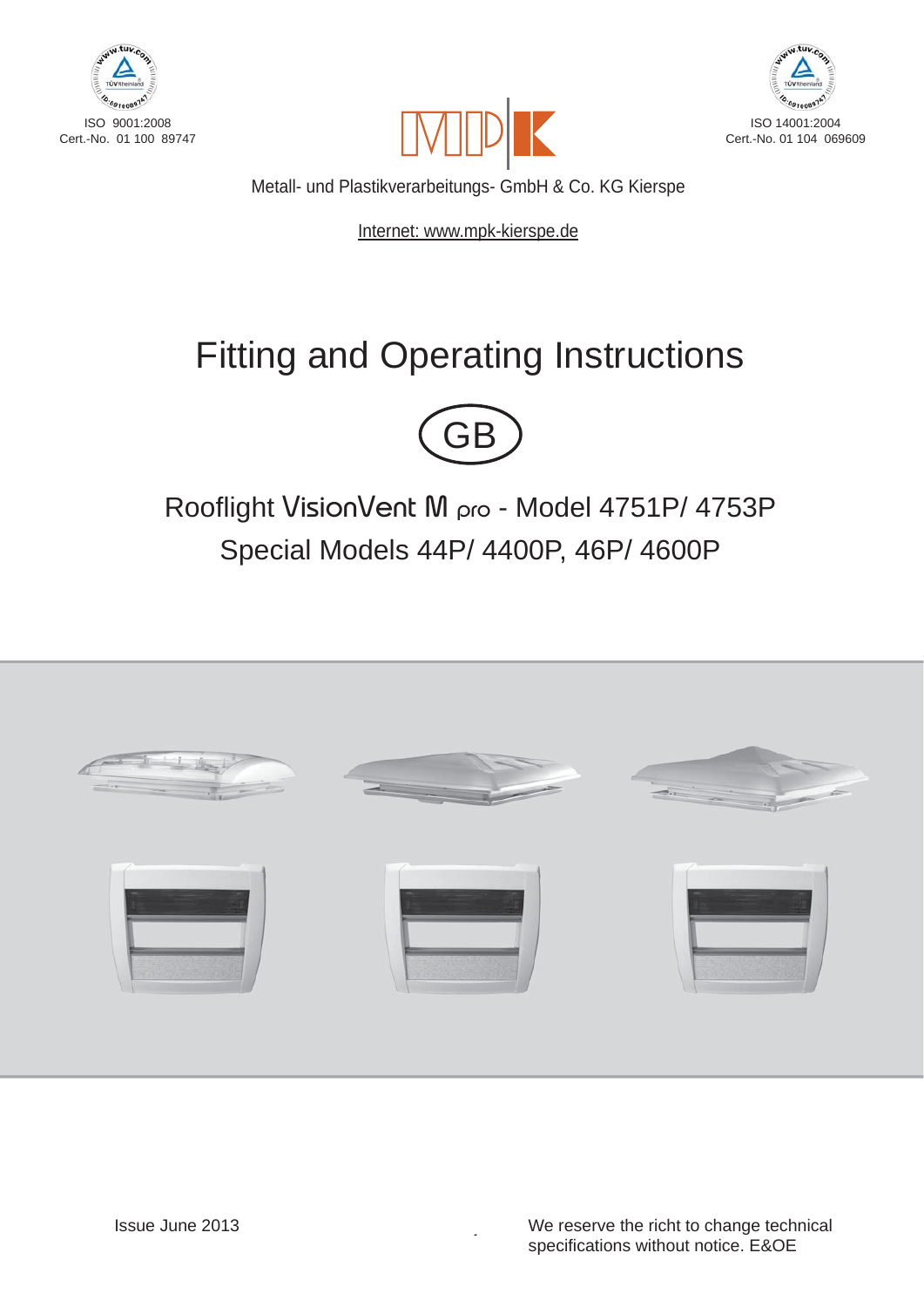ISO 9001:2008
Cert.-No. 01 100 89747

ISO 14001:2004
Cert.-No. 01 104 069609

Metall- und Plastikverarbeitungs- GmbH & Co. KG Kierspe

Internet: www.mpk-kierspe.de

# Fitting and Operating Instructions

GB

## Rooflight VisionVent M pro - Model 4751P/ 4753P
## Special Models 44P/ 4400P, 46P/ 4600P

Issue June 2013

We reserve the richt to change technical specifications without notice. E&OE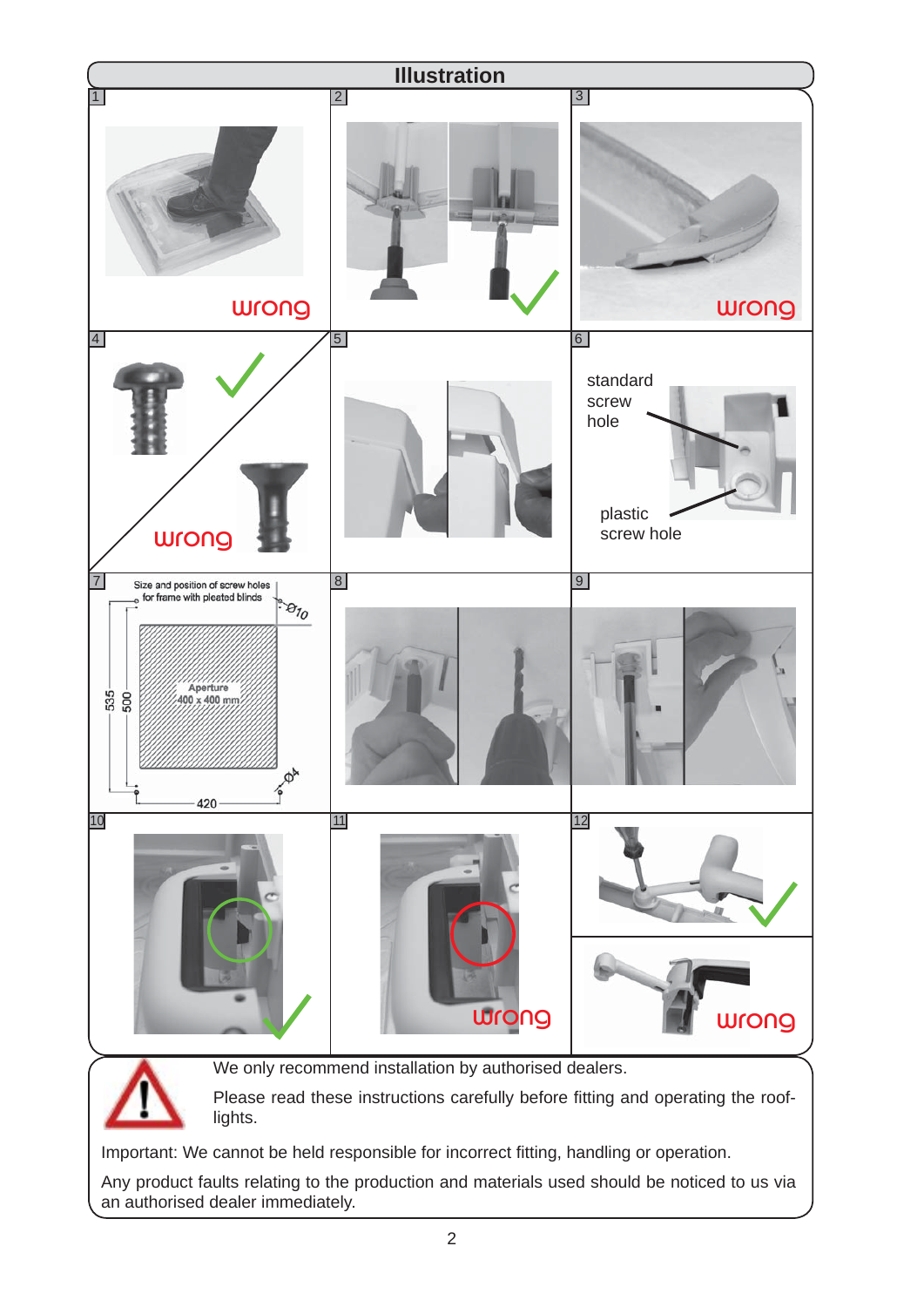## Illustration

1 wrong

2

3 wrong

4 wrong

5

6 standard screw hole

plastic screw hole

7 Size and position of screw holes for frame with pleated blinds

Ø10

Aperture 400 x 400 mm

535

500

420

Ø4

8

9

10

11 wrong

12

wrong

We only recommend installation by authorised dealers.

Please read these instructions carefully before fitting and operating the roof-lights.

Important: We cannot be held responsible for incorrect fitting, handling or operation.

Any product faults relating to the production and materials used should be noticed to us via an authorised dealer immediately.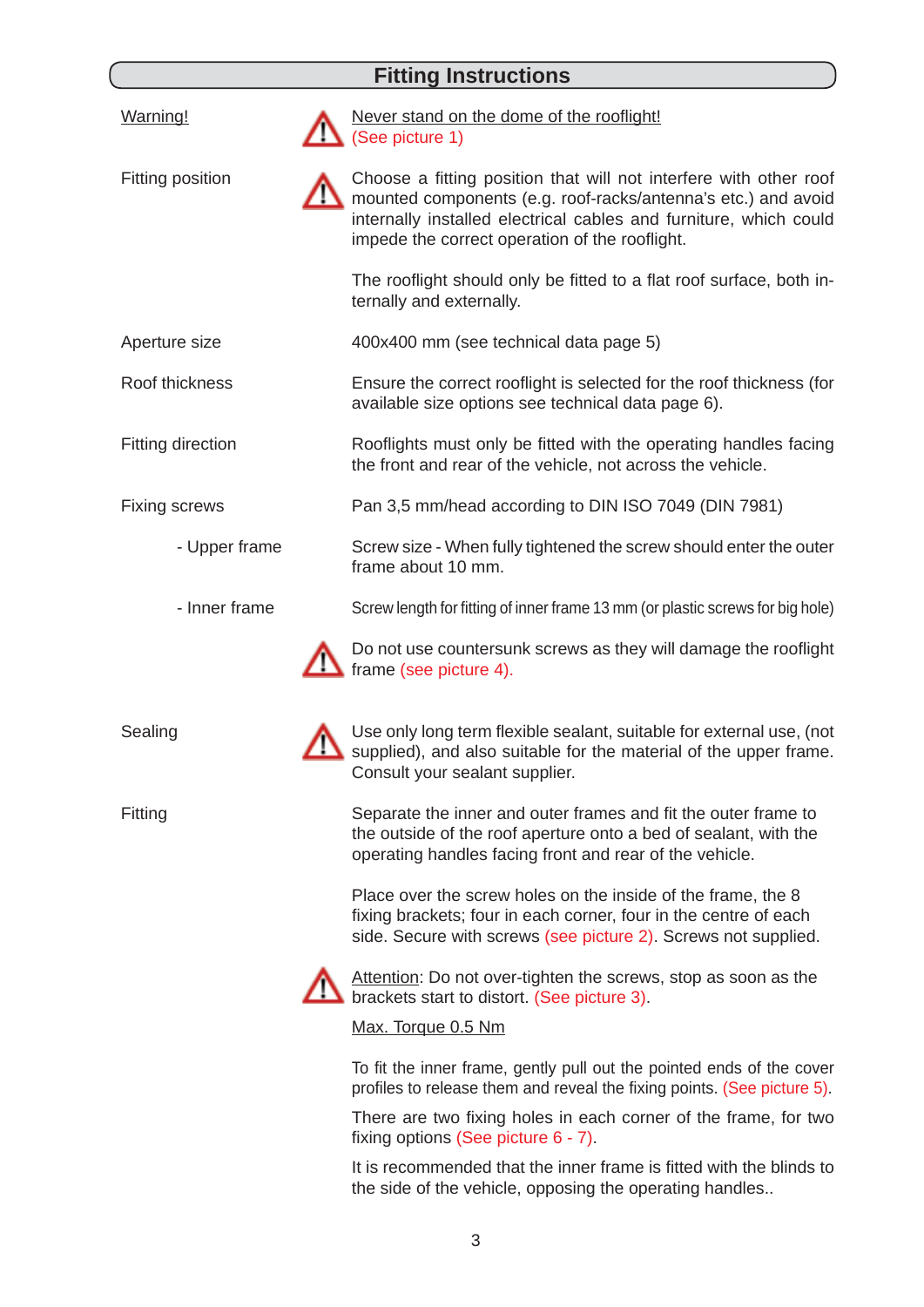## Fitting Instructions

| | | |
|---|---|---|
| Warning! | ⚠ | Never stand on the dome of the rooflight! (See picture 1) |
| Fitting position | ⚠ | Choose a fitting position that will not interfere with other roof mounted components (e.g. roof-racks/antenna's etc.) and avoid internally installed electrical cables and furniture, which could impede the correct operation of the rooflight. |
| | | The rooflight should only be fitted to a flat roof surface, both internally and externally. |
| Aperture size | | 400x400 mm (see technical data page 5) |
| Roof thickness | | Ensure the correct rooflight is selected for the roof thickness (for available size options see technical data page 6). |
| Fitting direction | | Rooflights must only be fitted with the operating handles facing the front and rear of the vehicle, not across the vehicle. |
| Fixing screws | | Pan 3,5 mm/head according to DIN ISO 7049 (DIN 7981) |
| - Upper frame | | Screw size - When fully tightened the screw should enter the outer frame about 10 mm. |
| - Inner frame | | Screw length for fitting of inner frame 13 mm (or plastic screws for big hole) |
| | ⚠ | Do not use countersunk screws as they will damage the rooflight frame (see picture 4). |
| Sealing | ⚠ | Use only long term flexible sealant, suitable for external use, (not supplied), and also suitable for the material of the upper frame. Consult your sealant supplier. |
| Fitting | | Separate the inner and outer frames and fit the outer frame to the outside of the roof aperture onto a bed of sealant, with the operating handles facing front and rear of the vehicle. |
| | | Place over the screw holes on the inside of the frame, the 8 fixing brackets; four in each corner, four in the centre of each side. Secure with screws (see picture 2). Screws not supplied. |
| | ⚠ | Attention: Do not over-tighten the screws, stop as soon as the brackets start to distort. (See picture 3). Max. Torque 0.5 Nm |
| | | To fit the inner frame, gently pull out the pointed ends of the cover profiles to release them and reveal the fixing points. (See picture 5). |
| | | There are two fixing holes in each corner of the frame, for two fixing options (See picture 6 - 7). |
| | | It is recommended that the inner frame is fitted with the blinds to the side of the vehicle, opposing the operating handles.. |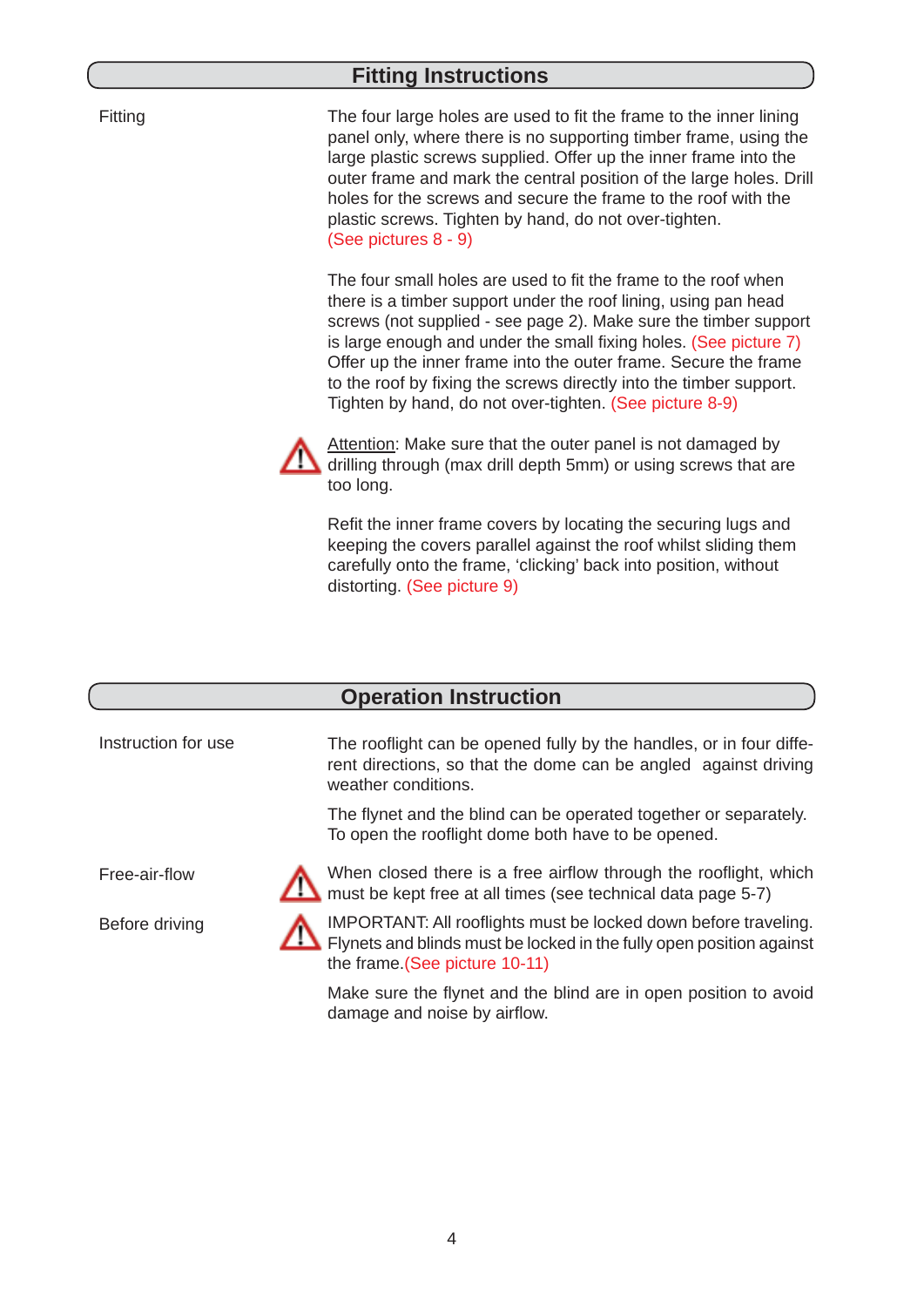## Fitting Instructions

**Fitting**

The four large holes are used to fit the frame to the inner lining panel only, where there is no supporting timber frame, using the large plastic screws supplied. Offer up the inner frame into the outer frame and mark the central position of the large holes. Drill holes for the screws and secure the frame to the roof with the plastic screws. Tighten by hand, do not over-tighten. (See pictures 8 - 9)

The four small holes are used to fit the frame to the roof when there is a timber support under the roof lining, using pan head screws (not supplied - see page 2). Make sure the timber support is large enough and under the small fixing holes. (See picture 7) Offer up the inner frame into the outer frame. Secure the frame to the roof by fixing the screws directly into the timber support. Tighten by hand, do not over-tighten. (See picture 8-9)

⚠ Attention: Make sure that the outer panel is not damaged by drilling through (max drill depth 5mm) or using screws that are too long.

Refit the inner frame covers by locating the securing lugs and keeping the covers parallel against the roof whilst sliding them carefully onto the frame, 'clicking' back into position, without distorting. (See picture 9)

## Operation Instruction

**Instruction for use**

The rooflight can be opened fully by the handles, or in four different directions, so that the dome can be angled against driving weather conditions.

The flynet and the blind can be operated together or separately. To open the rooflight dome both have to be opened.

**Free-air-flow**

⚠ When closed there is a free airflow through the rooflight, which must be kept free at all times (see technical data page 5-7)

**Before driving**

⚠ IMPORTANT: All rooflights must be locked down before traveling. Flynets and blinds must be locked in the fully open position against the frame. (See picture 10-11)

Make sure the flynet and the blind are in open position to avoid damage and noise by airflow.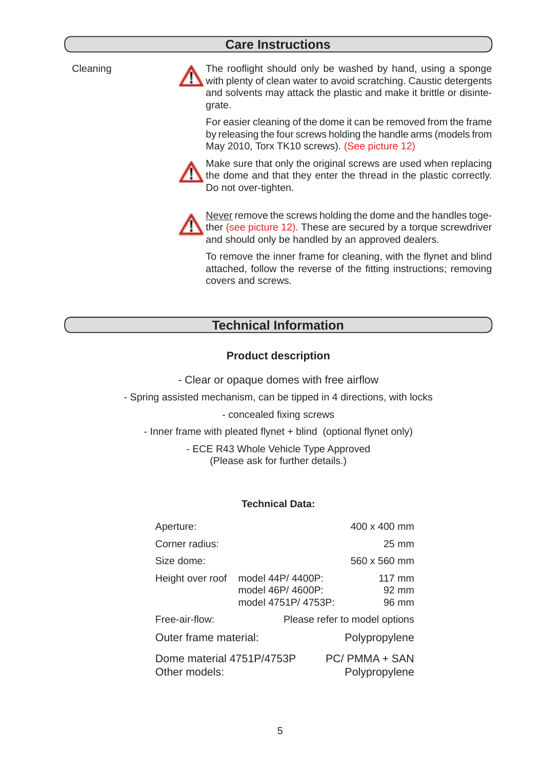## Care Instructions

Cleaning

⚠ The rooflight should only be washed by hand, using a sponge with plenty of clean water to avoid scratching. Caustic detergents and solvents may attack the plastic and make it brittle or disintegrate.

For easier cleaning of the dome it can be removed from the frame by releasing the four screws holding the handle arms (models from May 2010, Torx TK10 screws). (See picture 12)

⚠ Make sure that only the original screws are used when replacing the dome and that they enter the thread in the plastic correctly. Do not over-tighten.

⚠ Never remove the screws holding the dome and the handles together (see picture 12). These are secured by a torque screwdriver and should only be handled by an approved dealers.

To remove the inner frame for cleaning, with the flynet and blind attached, follow the reverse of the fitting instructions; removing covers and screws.

## Technical Information

### Product description

- Clear or opaque domes with free airflow
- Spring assisted mechanism, can be tipped in 4 directions, with locks
- concealed fixing screws
- Inner frame with pleated flynet + blind (optional flynet only)
- ECE R43 Whole Vehicle Type Approved
(Please ask for further details.)

**Technical Data:**

| | | |
|---|---|---|
| Aperture: | | 400 x 400 mm |
| Corner radius: | | 25 mm |
| Size dome: | | 560 x 560 mm |
| Height over roof | model 44P/ 4400P: | 117 mm |
| | model 46P/ 4600P: | 92 mm |
| | model 4751P/ 4753P: | 96 mm |
| Free-air-flow: | | Please refer to model options |
| Outer frame material: | | Polypropylene |
| Dome material 4751P/4753P | | PC/ PMMA + SAN |
| Other models: | | Polypropylene |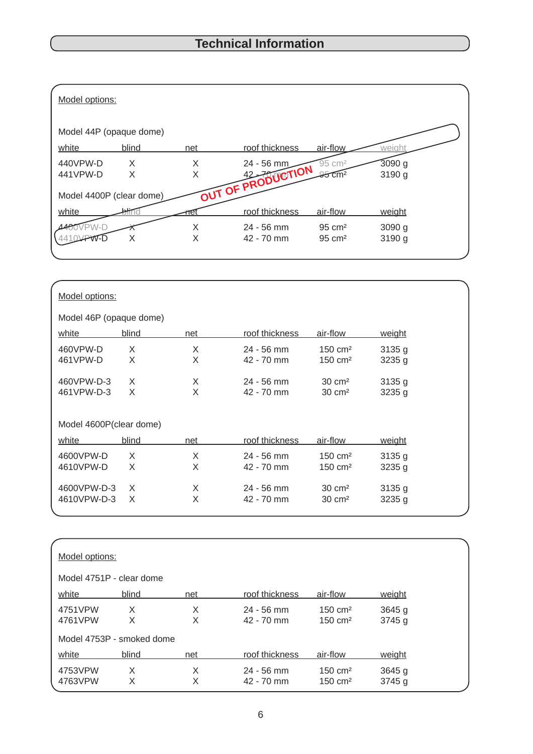# Technical Information

Model options:

Model 44P (opaque dome)

| white | blind | net | roof thickness | air-flow | weight |
|---|---|---|---|---|---|
| 440VPW-D | X | X | 24 - 56 mm | 95 cm² | 3090 g |
| 441VPW-D | X | X | 42 - 70 mm | 95 cm² | 3190 g |

Model 4400P (clear dome)

| white | blind | net | roof thickness | air-flow | weight |
|---|---|---|---|---|---|
| 4400VPW-D | X | X | 24 - 56 mm | 95 cm² | 3090 g |
| 4410VPW-D | X | X | 42 - 70 mm | 95 cm² | 3190 g |

OUT OF PRODUCTION

Model options:

Model 46P (opaque dome)

| white | blind | net | roof thickness | air-flow | weight |
|---|---|---|---|---|---|
| 460VPW-D | X | X | 24 - 56 mm | 150 cm² | 3135 g |
| 461VPW-D | X | X | 42 - 70 mm | 150 cm² | 3235 g |
| 460VPW-D-3 | X | X | 24 - 56 mm | 30 cm² | 3135 g |
| 461VPW-D-3 | X | X | 42 - 70 mm | 30 cm² | 3235 g |

Model 4600P(clear dome)

| white | blind | net | roof thickness | air-flow | weight |
|---|---|---|---|---|---|
| 4600VPW-D | X | X | 24 - 56 mm | 150 cm² | 3135 g |
| 4610VPW-D | X | X | 42 - 70 mm | 150 cm² | 3235 g |
| 4600VPW-D-3 | X | X | 24 - 56 mm | 30 cm² | 3135 g |
| 4610VPW-D-3 | X | X | 42 - 70 mm | 30 cm² | 3235 g |

Model options:

Model 4751P - clear dome

| white | blind | net | roof thickness | air-flow | weight |
|---|---|---|---|---|---|
| 4751VPW | X | X | 24 - 56 mm | 150 cm² | 3645 g |
| 4761VPW | X | X | 42 - 70 mm | 150 cm² | 3745 g |

Model 4753P - smoked dome

| white | blind | net | roof thickness | air-flow | weight |
|---|---|---|---|---|---|
| 4753VPW | X | X | 24 - 56 mm | 150 cm² | 3645 g |
| 4763VPW | X | X | 42 - 70 mm | 150 cm² | 3745 g |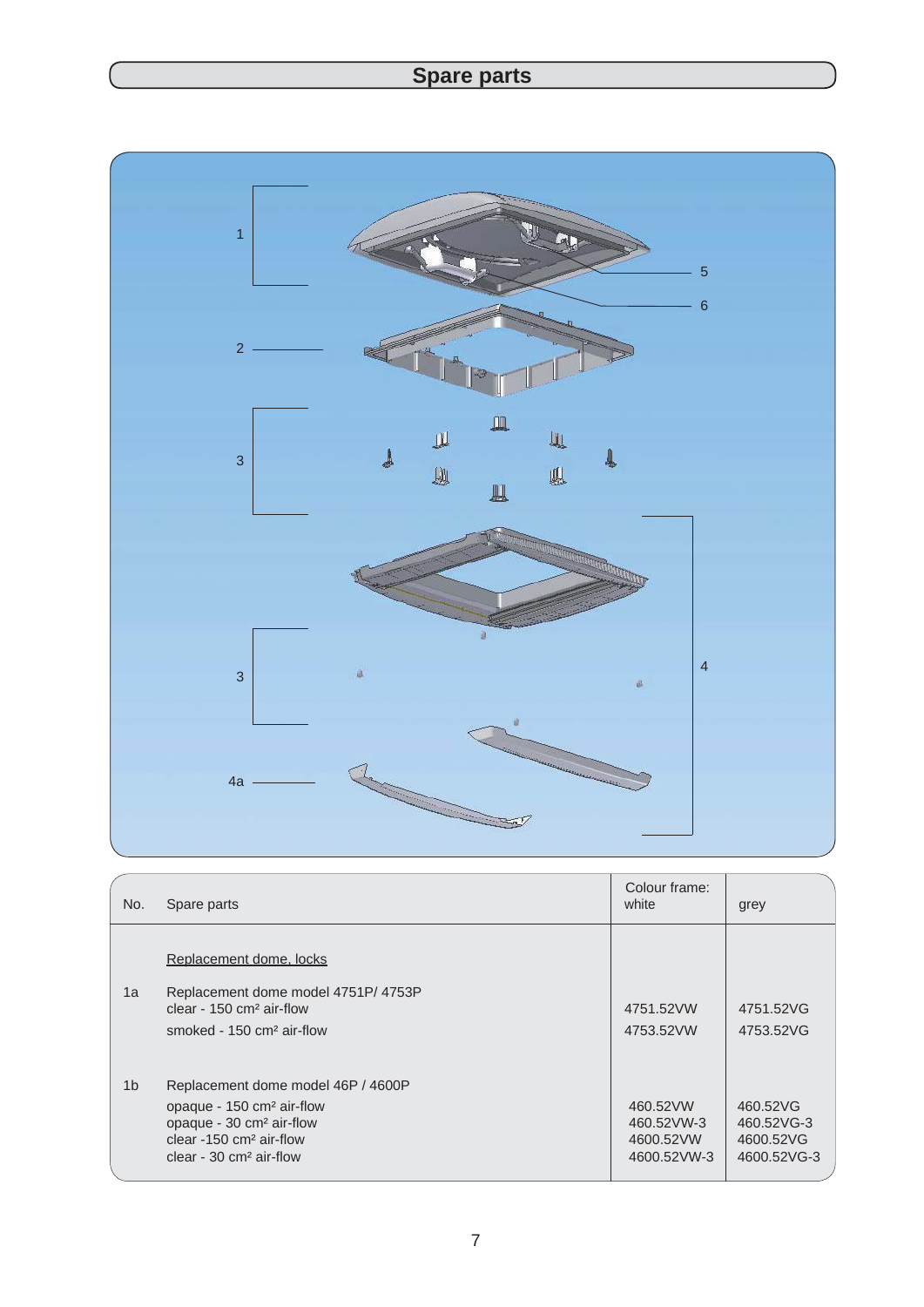## Spare parts

1

5

6

2

3

3

4

4a

| No. | Spare parts | Colour frame: white | grey |
|---|---|---|---|
| | Replacement dome, locks | | |
| 1a | Replacement dome model 4751P/ 4753P<br>clear - 150 cm² air-flow<br>smoked - 150 cm² air-flow | <br>4751.52VW<br>4753.52VW | <br>4751.52VG<br>4753.52VG |
| 1b | Replacement dome model 46P / 4600P<br>opaque - 150 cm² air-flow<br>opaque - 30 cm² air-flow<br>clear -150 cm² air-flow<br>clear - 30 cm² air-flow | <br>460.52VW<br>460.52VW-3<br>4600.52VW<br>4600.52VW-3 | <br>460.52VG<br>460.52VG-3<br>4600.52VG<br>4600.52VG-3 |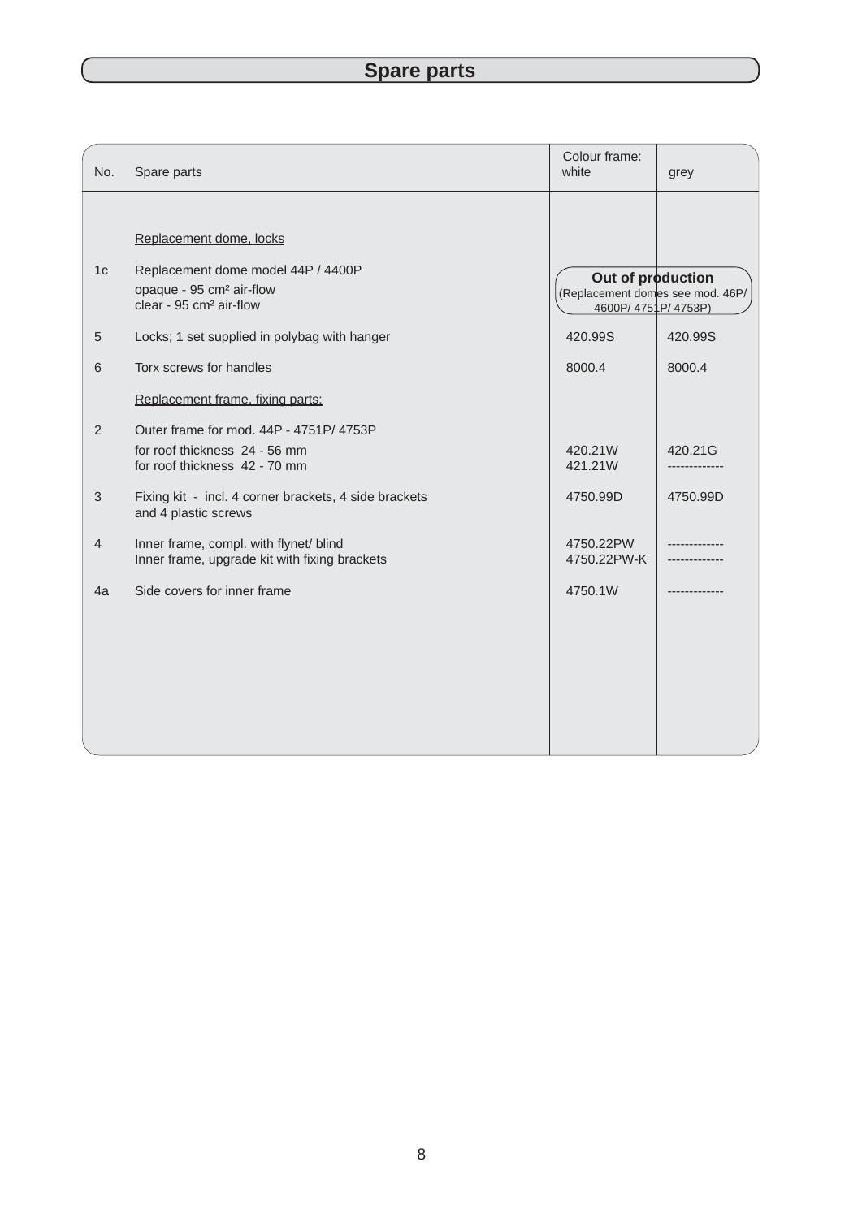# Spare parts

| No. | Spare parts | Colour frame: white | grey |
|---|---|---|---|
| | Replacement dome, locks | | |
| 1c | Replacement dome model 44P / 4400P<br>opaque - 95 cm² air-flow<br>clear - 95 cm² air-flow | **Out of production** (Replacement domes see mod. 46P/ 4600P/ 4751P/ 4753P) | |
| 5 | Locks; 1 set supplied in polybag with hanger | 420.99S | 420.99S |
| 6 | Torx screws for handles | 8000.4 | 8000.4 |
| | Replacement frame, fixing parts: | | |
| 2 | Outer frame for mod. 44P - 4751P/ 4753P<br>for roof thickness 24 - 56 mm<br>for roof thickness 42 - 70 mm | <br>420.21W<br>421.21W | <br>420.21G<br>------------- |
| 3 | Fixing kit - incl. 4 corner brackets, 4 side brackets and 4 plastic screws | 4750.99D | 4750.99D |
| 4 | Inner frame, compl. with flynet/ blind<br>Inner frame, upgrade kit with fixing brackets | 4750.22PW<br>4750.22PW-K | -------------<br>------------- |
| 4a | Side covers for inner frame | 4750.1W | ------------- |